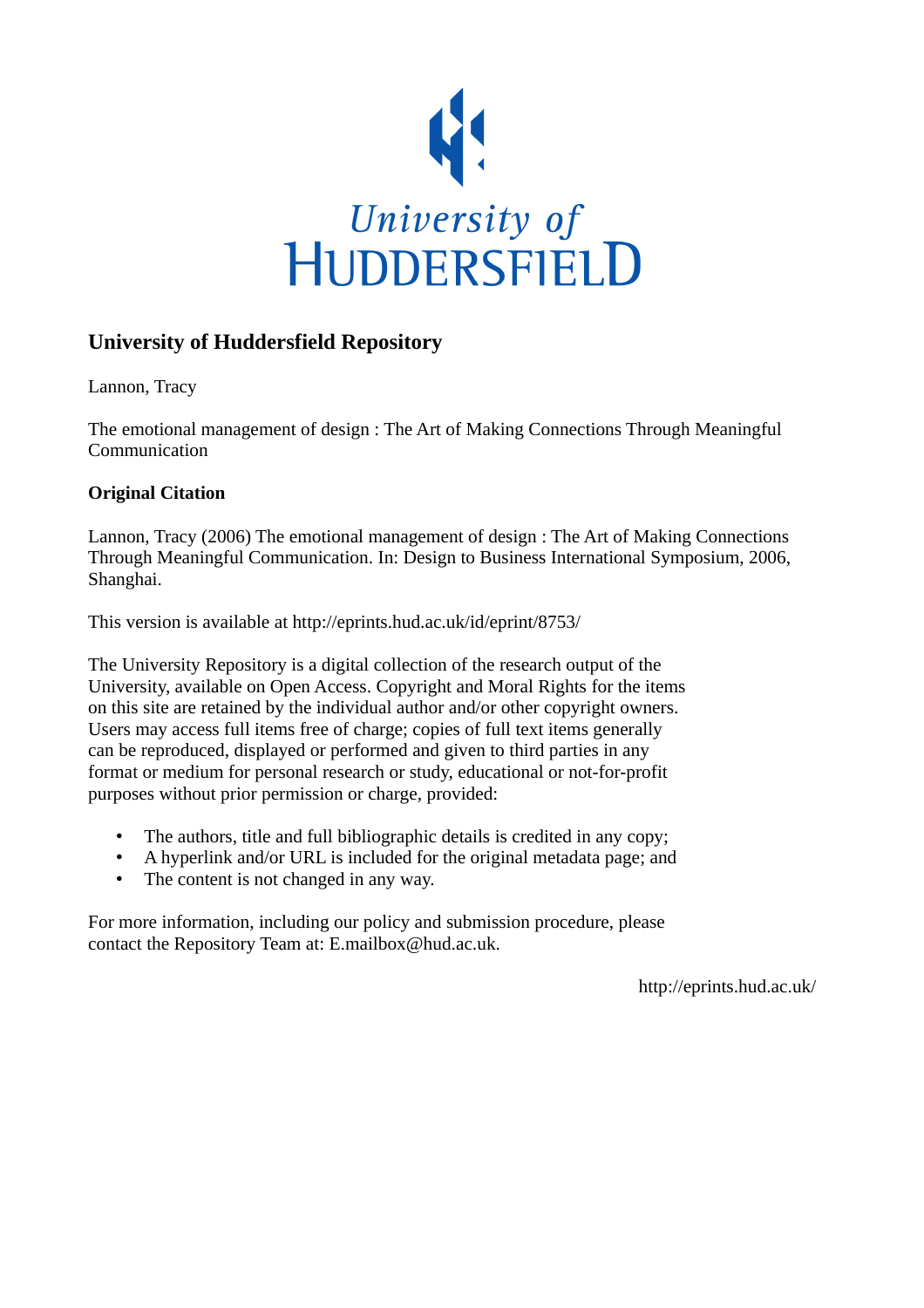# University of Huddersfield Repository

Lannon, Tracy

The emotional management of design : The Art of Making Connections Through Meaningful Communication

## Original Citation

Lannon, Tracy (2006) The emotional management of design : The Art of Making Connections Through Meaningful Communication. In: Design to Business International Symposium, 2006, Shanghai.

This version is available at http://eprints.hud.ac.uk/id/eprint/8753/

The University Repository is a digital collection of the research output of the University, available on Open Access. Copyright and Moral Rights for the items on this site are retained by the individual author and/or other copyright owners. Users may access full items free of charge; copies of full text items generally can be reproduced, displayed or performed and given to third parties in any format or medium for personal research or study, educational or not-for-profit purposes without prior permission or charge, provided:

- The authors, title and full bibliographic details is credited in any copy;
- A hyperlink and/or URL is included for the original metadata page; and
- The content is not changed in any way.

For more information, including our policy and submission procedure, please contact the Repository Team at: E.mailbox@hud.ac.uk.

http://eprints.hud.ac.uk/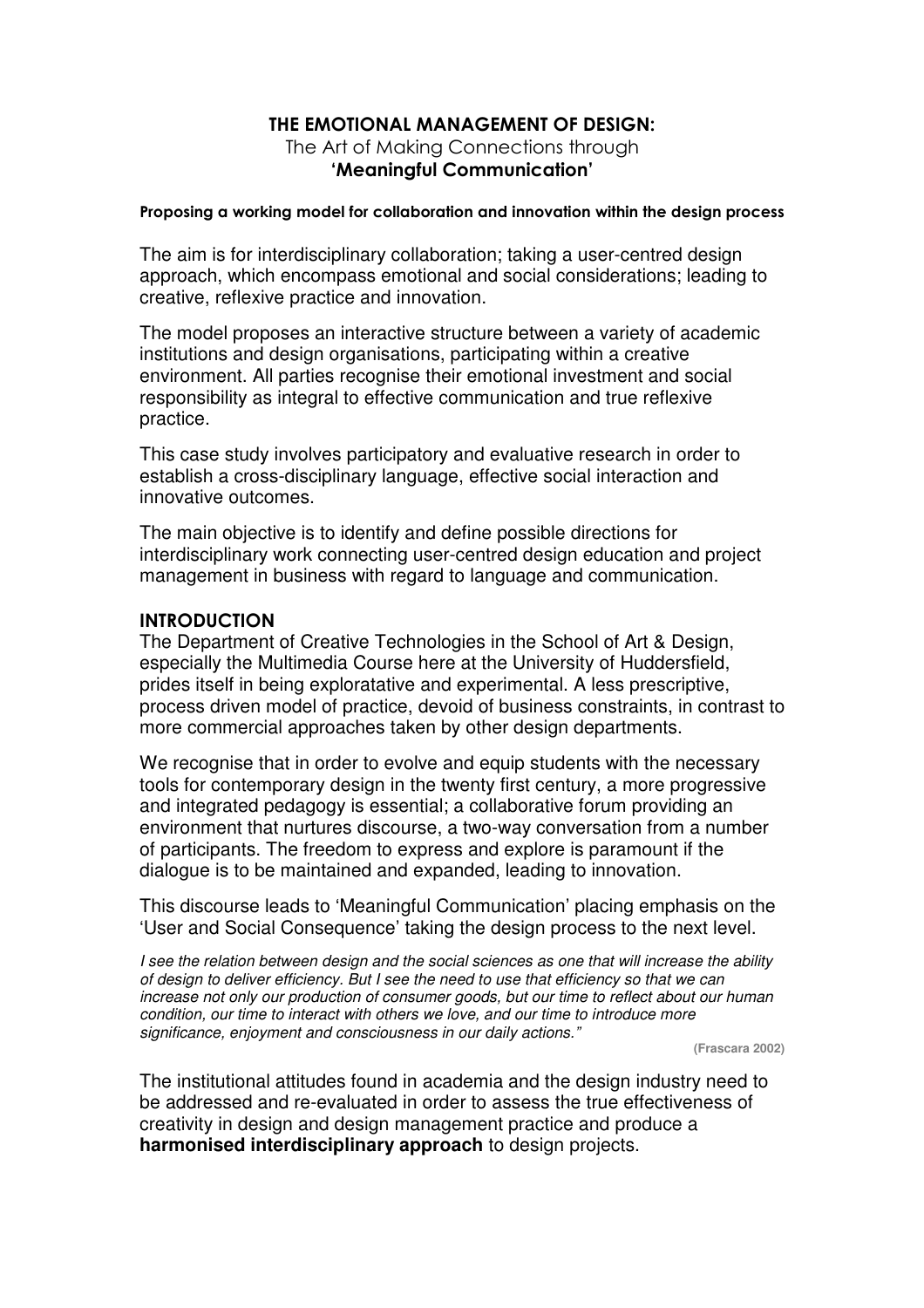# THE EMOTIONAL MANAGEMENT OF DESIGN:

The Art of Making Connections through
**'Meaningful Communication'**

**Proposing a working model for collaboration and innovation within the design process**

The aim is for interdisciplinary collaboration; taking a user-centred design approach, which encompass emotional and social considerations; leading to creative, reflexive practice and innovation.

The model proposes an interactive structure between a variety of academic institutions and design organisations, participating within a creative environment. All parties recognise their emotional investment and social responsibility as integral to effective communication and true reflexive practice.

This case study involves participatory and evaluative research in order to establish a cross-disciplinary language, effective social interaction and innovative outcomes.

The main objective is to identify and define possible directions for interdisciplinary work connecting user-centred design education and project management in business with regard to language and communication.

## INTRODUCTION

The Department of Creative Technologies in the School of Art & Design, especially the Multimedia Course here at the University of Huddersfield, prides itself in being exploratative and experimental. A less prescriptive, process driven model of practice, devoid of business constraints, in contrast to more commercial approaches taken by other design departments.

We recognise that in order to evolve and equip students with the necessary tools for contemporary design in the twenty first century, a more progressive and integrated pedagogy is essential; a collaborative forum providing an environment that nurtures discourse, a two-way conversation from a number of participants. The freedom to express and explore is paramount if the dialogue is to be maintained and expanded, leading to innovation.

This discourse leads to 'Meaningful Communication' placing emphasis on the 'User and Social Consequence' taking the design process to the next level.

*I see the relation between design and the social sciences as one that will increase the ability of design to deliver efficiency. But I see the need to use that efficiency so that we can increase not only our production of consumer goods, but our time to reflect about our human condition, our time to interact with others we love, and our time to introduce more significance, enjoyment and consciousness in our daily actions."*

**(Frascara 2002)**

The institutional attitudes found in academia and the design industry need to be addressed and re-evaluated in order to assess the true effectiveness of creativity in design and design management practice and produce a **harmonised interdisciplinary approach** to design projects.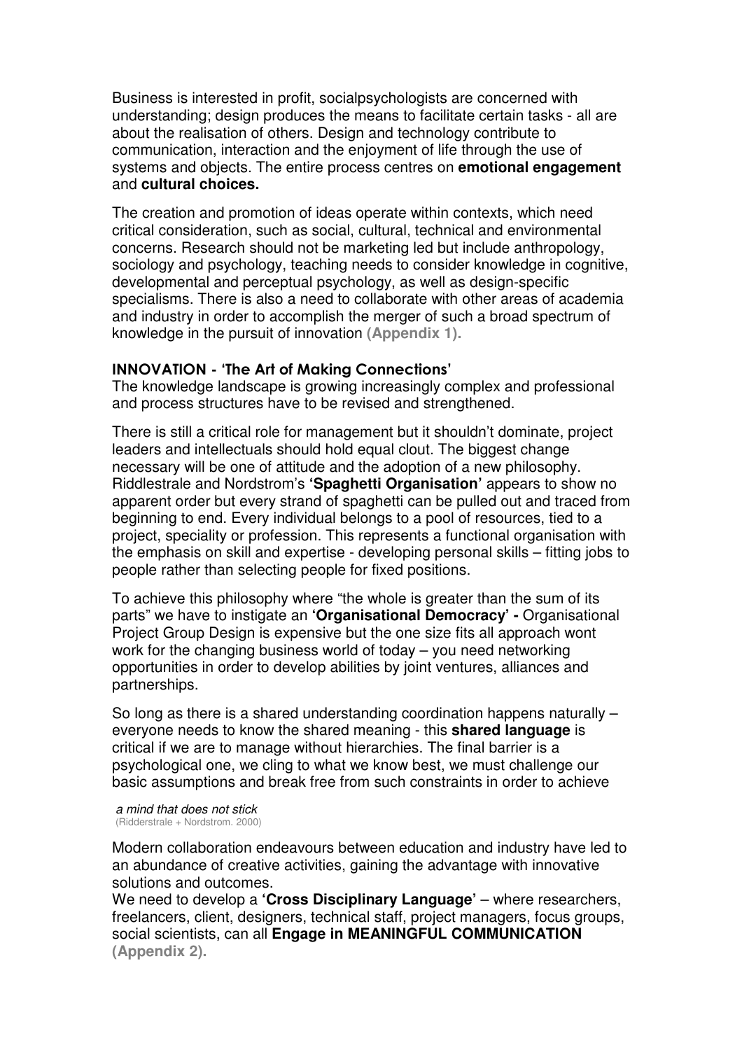Business is interested in profit, socialpsychologists are concerned with understanding; design produces the means to facilitate certain tasks - all are about the realisation of others. Design and technology contribute to communication, interaction and the enjoyment of life through the use of systems and objects. The entire process centres on **emotional engagement** and **cultural choices.**

The creation and promotion of ideas operate within contexts, which need critical consideration, such as social, cultural, technical and environmental concerns. Research should not be marketing led but include anthropology, sociology and psychology, teaching needs to consider knowledge in cognitive, developmental and perceptual psychology, as well as design-specific specialisms. There is also a need to collaborate with other areas of academia and industry in order to accomplish the merger of such a broad spectrum of knowledge in the pursuit of innovation **(Appendix 1).**

### INNOVATION - 'The Art of Making Connections'

The knowledge landscape is growing increasingly complex and professional and process structures have to be revised and strengthened.

There is still a critical role for management but it shouldn't dominate, project leaders and intellectuals should hold equal clout. The biggest change necessary will be one of attitude and the adoption of a new philosophy. Riddlestrale and Nordstrom's **'Spaghetti Organisation'** appears to show no apparent order but every strand of spaghetti can be pulled out and traced from beginning to end. Every individual belongs to a pool of resources, tied to a project, speciality or profession. This represents a functional organisation with the emphasis on skill and expertise - developing personal skills – fitting jobs to people rather than selecting people for fixed positions.

To achieve this philosophy where "the whole is greater than the sum of its parts" we have to instigate an **'Organisational Democracy' -** Organisational Project Group Design is expensive but the one size fits all approach wont work for the changing business world of today – you need networking opportunities in order to develop abilities by joint ventures, alliances and partnerships.

So long as there is a shared understanding coordination happens naturally – everyone needs to know the shared meaning - this **shared language** is critical if we are to manage without hierarchies. The final barrier is a psychological one, we cling to what we know best, we must challenge our basic assumptions and break free from such constraints in order to achieve

*a mind that does not stick*
(Ridderstrale + Nordstrom. 2000)

Modern collaboration endeavours between education and industry have led to an abundance of creative activities, gaining the advantage with innovative solutions and outcomes.
We need to develop a **'Cross Disciplinary Language'** – where researchers, freelancers, client, designers, technical staff, project managers, focus groups, social scientists, can all **Engage in MEANINGFUL COMMUNICATION (Appendix 2).**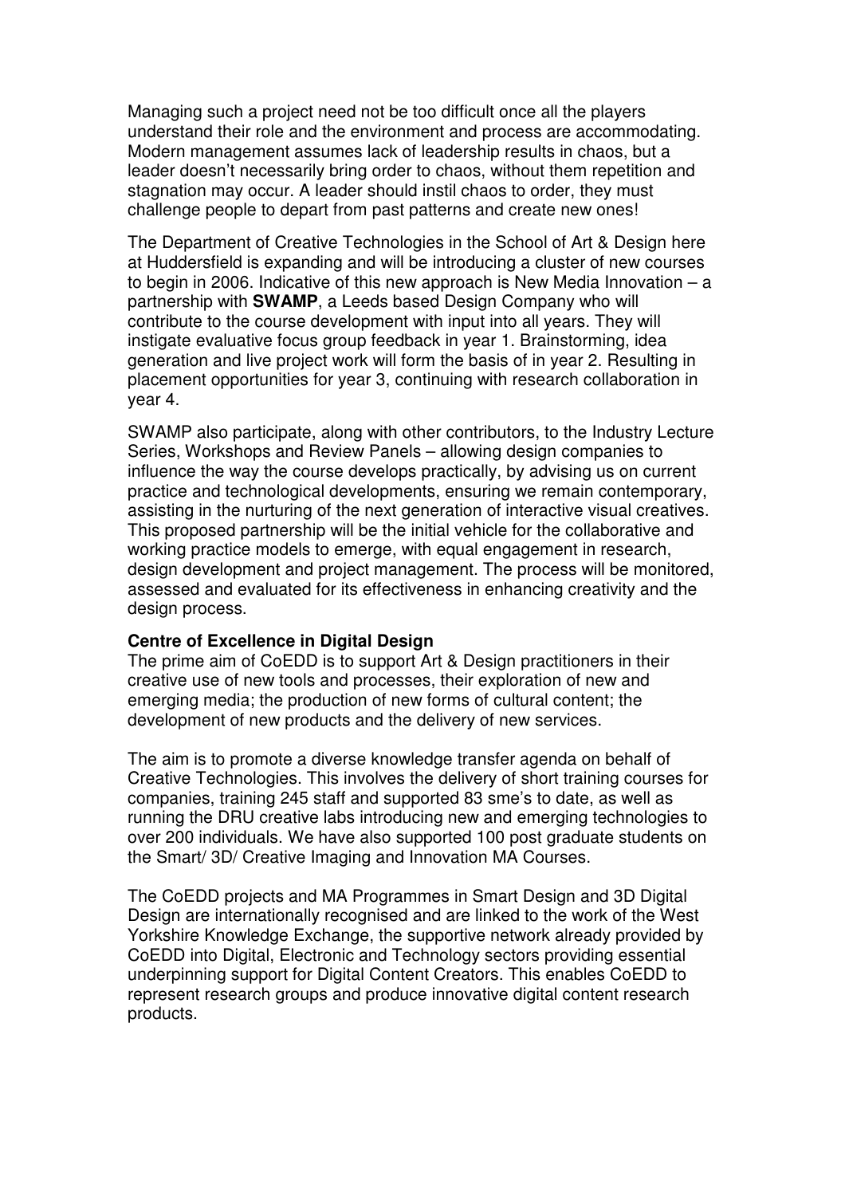Managing such a project need not be too difficult once all the players understand their role and the environment and process are accommodating. Modern management assumes lack of leadership results in chaos, but a leader doesn't necessarily bring order to chaos, without them repetition and stagnation may occur. A leader should instil chaos to order, they must challenge people to depart from past patterns and create new ones!

The Department of Creative Technologies in the School of Art & Design here at Huddersfield is expanding and will be introducing a cluster of new courses to begin in 2006. Indicative of this new approach is New Media Innovation – a partnership with **SWAMP**, a Leeds based Design Company who will contribute to the course development with input into all years. They will instigate evaluative focus group feedback in year 1. Brainstorming, idea generation and live project work will form the basis of in year 2. Resulting in placement opportunities for year 3, continuing with research collaboration in year 4.

SWAMP also participate, along with other contributors, to the Industry Lecture Series, Workshops and Review Panels – allowing design companies to influence the way the course develops practically, by advising us on current practice and technological developments, ensuring we remain contemporary, assisting in the nurturing of the next generation of interactive visual creatives. This proposed partnership will be the initial vehicle for the collaborative and working practice models to emerge, with equal engagement in research, design development and project management. The process will be monitored, assessed and evaluated for its effectiveness in enhancing creativity and the design process.

**Centre of Excellence in Digital Design**

The prime aim of CoEDD is to support Art & Design practitioners in their creative use of new tools and processes, their exploration of new and emerging media; the production of new forms of cultural content; the development of new products and the delivery of new services.

The aim is to promote a diverse knowledge transfer agenda on behalf of Creative Technologies. This involves the delivery of short training courses for companies, training 245 staff and supported 83 sme's to date, as well as running the DRU creative labs introducing new and emerging technologies to over 200 individuals. We have also supported 100 post graduate students on the Smart/ 3D/ Creative Imaging and Innovation MA Courses.

The CoEDD projects and MA Programmes in Smart Design and 3D Digital Design are internationally recognised and are linked to the work of the West Yorkshire Knowledge Exchange, the supportive network already provided by CoEDD into Digital, Electronic and Technology sectors providing essential underpinning support for Digital Content Creators. This enables CoEDD to represent research groups and produce innovative digital content research products.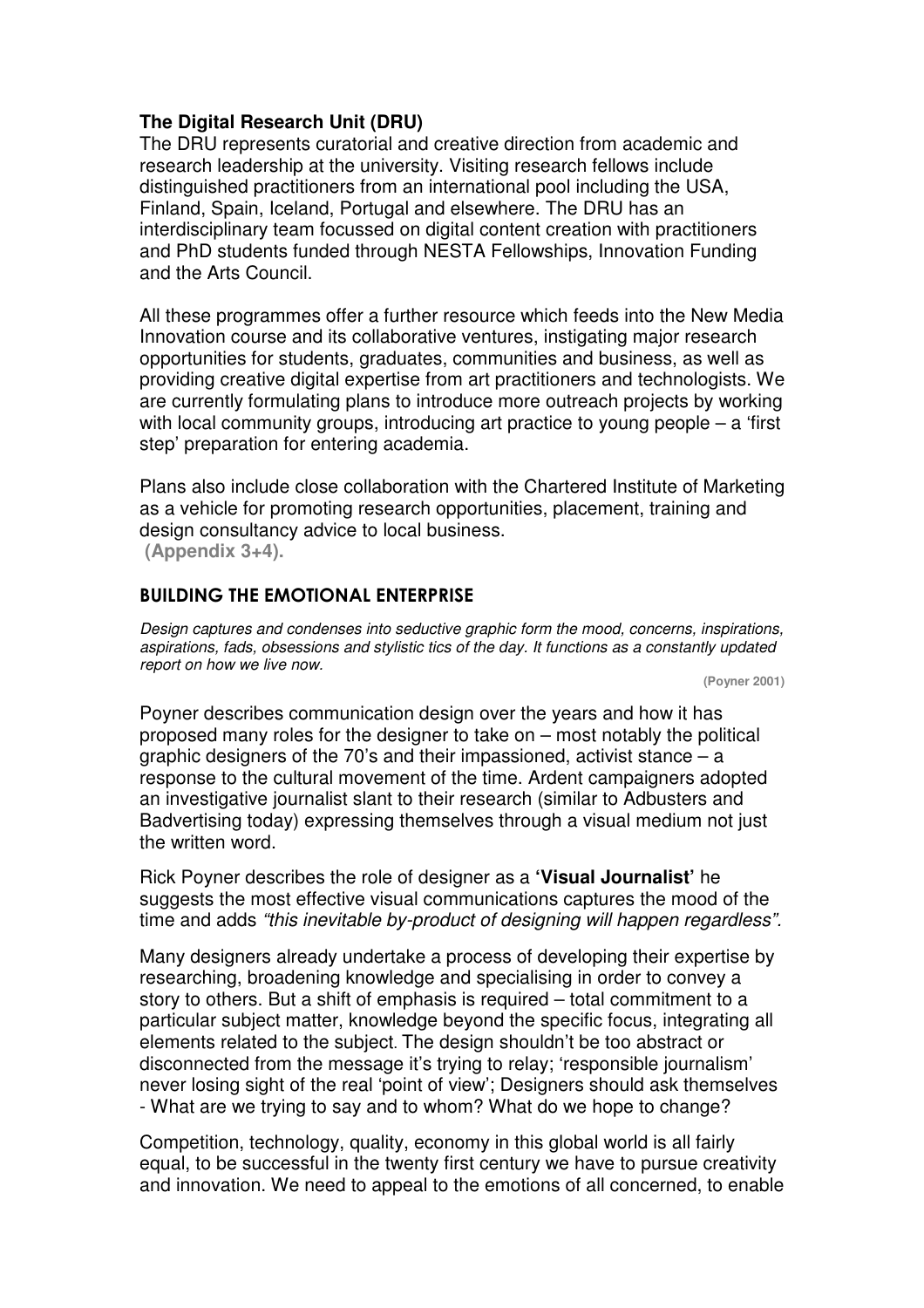**The Digital Research Unit (DRU)**
The DRU represents curatorial and creative direction from academic and research leadership at the university. Visiting research fellows include distinguished practitioners from an international pool including the USA, Finland, Spain, Iceland, Portugal and elsewhere. The DRU has an interdisciplinary team focussed on digital content creation with practitioners and PhD students funded through NESTA Fellowships, Innovation Funding and the Arts Council.

All these programmes offer a further resource which feeds into the New Media Innovation course and its collaborative ventures, instigating major research opportunities for students, graduates, communities and business, as well as providing creative digital expertise from art practitioners and technologists. We are currently formulating plans to introduce more outreach projects by working with local community groups, introducing art practice to young people – a 'first step' preparation for entering academia.

Plans also include close collaboration with the Chartered Institute of Marketing as a vehicle for promoting research opportunities, placement, training and design consultancy advice to local business.
**(Appendix 3+4).**

## BUILDING THE EMOTIONAL ENTERPRISE

*Design captures and condenses into seductive graphic form the mood, concerns, inspirations, aspirations, fads, obsessions and stylistic tics of the day. It functions as a constantly updated report on how we live now.*

**(Poyner 2001)**

Poyner describes communication design over the years and how it has proposed many roles for the designer to take on – most notably the political graphic designers of the 70's and their impassioned, activist stance – a response to the cultural movement of the time. Ardent campaigners adopted an investigative journalist slant to their research (similar to Adbusters and Badvertising today) expressing themselves through a visual medium not just the written word.

Rick Poyner describes the role of designer as a **'Visual Journalist'** he suggests the most effective visual communications captures the mood of the time and adds *"this inevitable by-product of designing will happen regardless".*

Many designers already undertake a process of developing their expertise by researching, broadening knowledge and specialising in order to convey a story to others. But a shift of emphasis is required – total commitment to a particular subject matter, knowledge beyond the specific focus, integrating all elements related to the subject. The design shouldn't be too abstract or disconnected from the message it's trying to relay; 'responsible journalism' never losing sight of the real 'point of view'; Designers should ask themselves - What are we trying to say and to whom? What do we hope to change?

Competition, technology, quality, economy in this global world is all fairly equal, to be successful in the twenty first century we have to pursue creativity and innovation. We need to appeal to the emotions of all concerned, to enable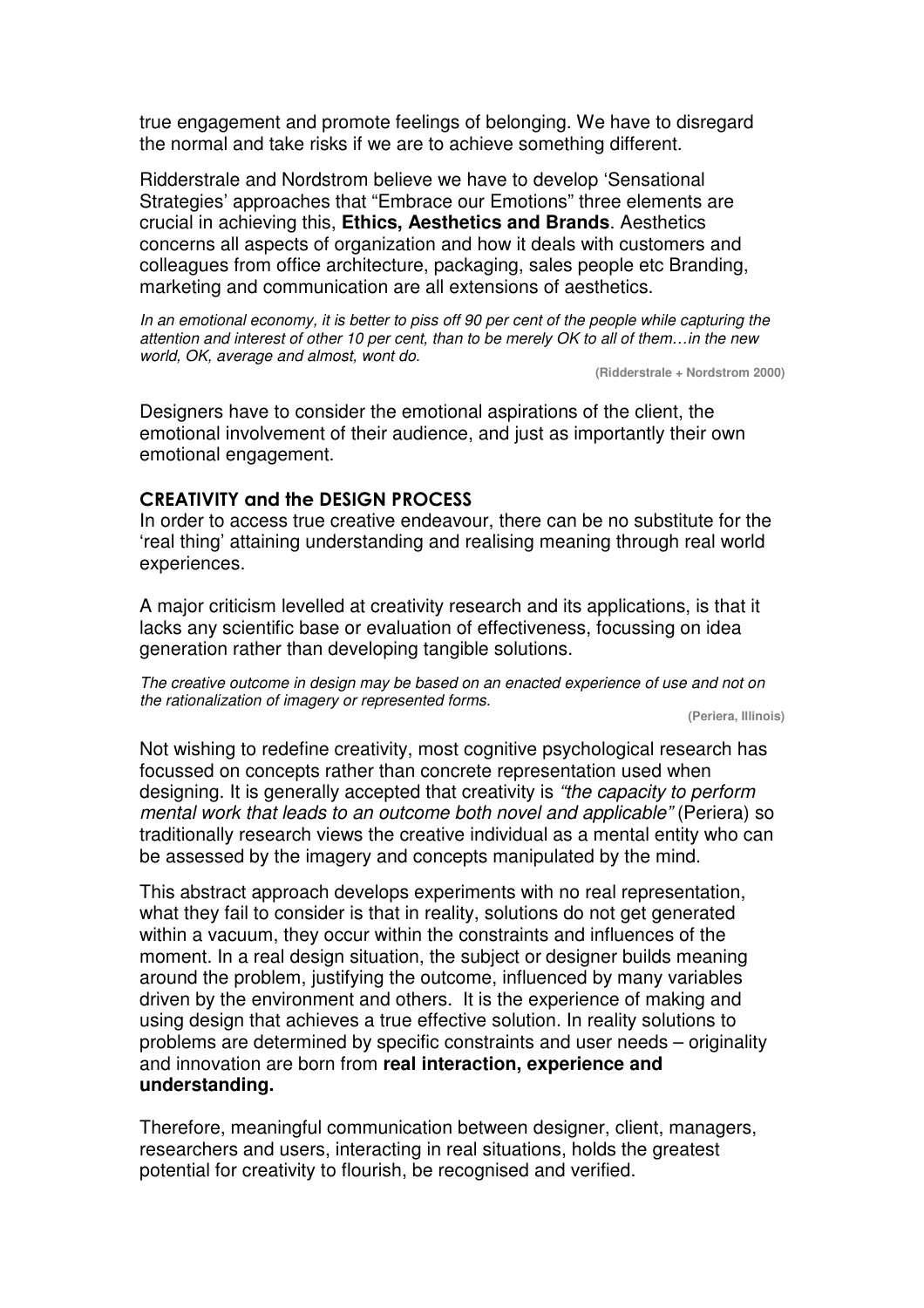true engagement and promote feelings of belonging. We have to disregard the normal and take risks if we are to achieve something different.

Ridderstrale and Nordstrom believe we have to develop 'Sensational Strategies' approaches that "Embrace our Emotions" three elements are crucial in achieving this, **Ethics, Aesthetics and Brands**. Aesthetics concerns all aspects of organization and how it deals with customers and colleagues from office architecture, packaging, sales people etc Branding, marketing and communication are all extensions of aesthetics.

*In an emotional economy, it is better to piss off 90 per cent of the people while capturing the attention and interest of other 10 per cent, than to be merely OK to all of them…in the new world, OK, average and almost, wont do.*

**(Ridderstrale + Nordstrom 2000)**

Designers have to consider the emotional aspirations of the client, the emotional involvement of their audience, and just as importantly their own emotional engagement.

## CREATIVITY and the DESIGN PROCESS

In order to access true creative endeavour, there can be no substitute for the 'real thing' attaining understanding and realising meaning through real world experiences.

A major criticism levelled at creativity research and its applications, is that it lacks any scientific base or evaluation of effectiveness, focussing on idea generation rather than developing tangible solutions.

*The creative outcome in design may be based on an enacted experience of use and not on the rationalization of imagery or represented forms.*

**(Periera, Illinois)**

Not wishing to redefine creativity, most cognitive psychological research has focussed on concepts rather than concrete representation used when designing. It is generally accepted that creativity is *"the capacity to perform mental work that leads to an outcome both novel and applicable"* (Periera) so traditionally research views the creative individual as a mental entity who can be assessed by the imagery and concepts manipulated by the mind.

This abstract approach develops experiments with no real representation, what they fail to consider is that in reality, solutions do not get generated within a vacuum, they occur within the constraints and influences of the moment. In a real design situation, the subject or designer builds meaning around the problem, justifying the outcome, influenced by many variables driven by the environment and others. It is the experience of making and using design that achieves a true effective solution. In reality solutions to problems are determined by specific constraints and user needs – originality and innovation are born from **real interaction, experience and understanding.**

Therefore, meaningful communication between designer, client, managers, researchers and users, interacting in real situations, holds the greatest potential for creativity to flourish, be recognised and verified.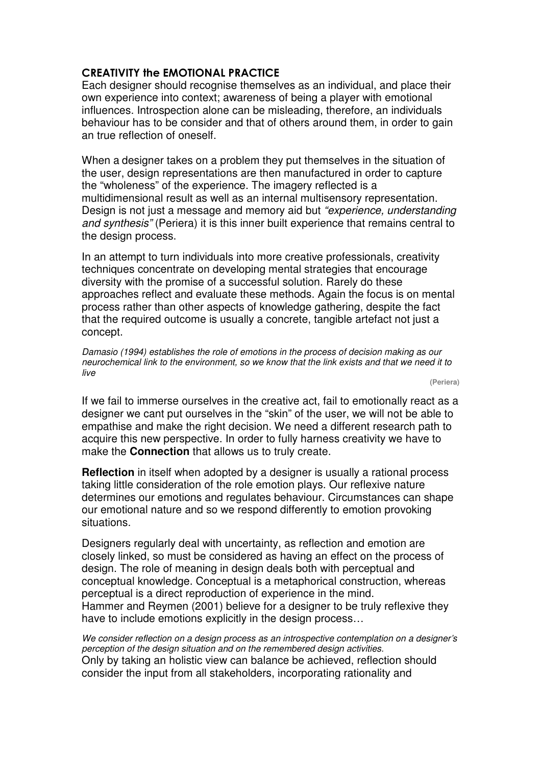## CREATIVITY the EMOTIONAL PRACTICE

Each designer should recognise themselves as an individual, and place their own experience into context; awareness of being a player with emotional influences. Introspection alone can be misleading, therefore, an individuals behaviour has to be consider and that of others around them, in order to gain an true reflection of oneself.

When a designer takes on a problem they put themselves in the situation of the user, design representations are then manufactured in order to capture the "wholeness" of the experience. The imagery reflected is a multidimensional result as well as an internal multisensory representation. Design is not just a message and memory aid but *"experience, understanding and synthesis"* (Periera) it is this inner built experience that remains central to the design process.

In an attempt to turn individuals into more creative professionals, creativity techniques concentrate on developing mental strategies that encourage diversity with the promise of a successful solution. Rarely do these approaches reflect and evaluate these methods. Again the focus is on mental process rather than other aspects of knowledge gathering, despite the fact that the required outcome is usually a concrete, tangible artefact not just a concept.

*Damasio (1994) establishes the role of emotions in the process of decision making as our neurochemical link to the environment, so we know that the link exists and that we need it to live*

**(Periera)**

If we fail to immerse ourselves in the creative act, fail to emotionally react as a designer we cant put ourselves in the "skin" of the user, we will not be able to empathise and make the right decision. We need a different research path to acquire this new perspective. In order to fully harness creativity we have to make the **Connection** that allows us to truly create.

**Reflection** in itself when adopted by a designer is usually a rational process taking little consideration of the role emotion plays. Our reflexive nature determines our emotions and regulates behaviour. Circumstances can shape our emotional nature and so we respond differently to emotion provoking situations.

Designers regularly deal with uncertainty, as reflection and emotion are closely linked, so must be considered as having an effect on the process of design. The role of meaning in design deals both with perceptual and conceptual knowledge. Conceptual is a metaphorical construction, whereas perceptual is a direct reproduction of experience in the mind.
Hammer and Reymen (2001) believe for a designer to be truly reflexive they have to include emotions explicitly in the design process…

*We consider reflection on a design process as an introspective contemplation on a designer's perception of the design situation and on the remembered design activities.*

Only by taking an holistic view can balance be achieved, reflection should consider the input from all stakeholders, incorporating rationality and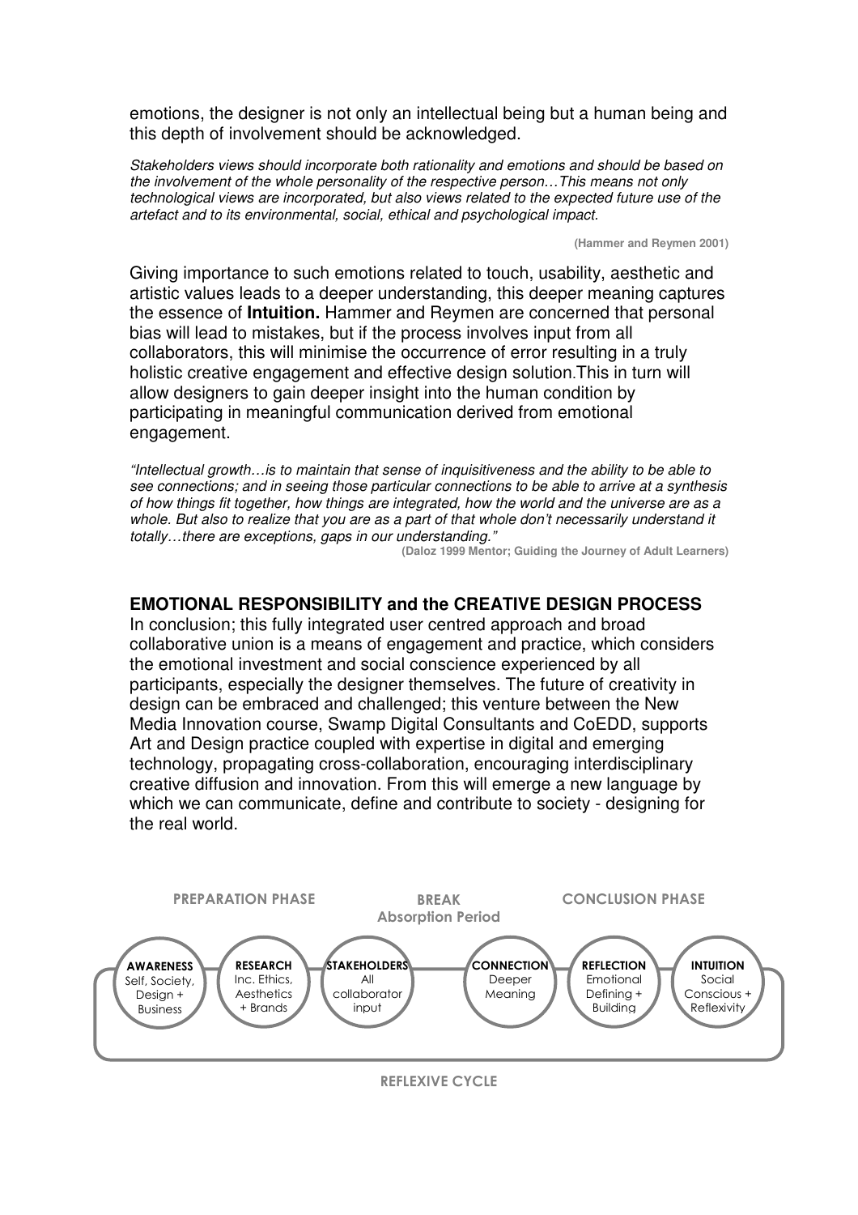emotions, the designer is not only an intellectual being but a human being and this depth of involvement should be acknowledged.

*Stakeholders views should incorporate both rationality and emotions and should be based on the involvement of the whole personality of the respective person…This means not only technological views are incorporated, but also views related to the expected future use of the artefact and to its environmental, social, ethical and psychological impact.*

**(Hammer and Reymen 2001)**

Giving importance to such emotions related to touch, usability, aesthetic and artistic values leads to a deeper understanding, this deeper meaning captures the essence of **Intuition.** Hammer and Reymen are concerned that personal bias will lead to mistakes, but if the process involves input from all collaborators, this will minimise the occurrence of error resulting in a truly holistic creative engagement and effective design solution.This in turn will allow designers to gain deeper insight into the human condition by participating in meaningful communication derived from emotional engagement.

*"Intellectual growth…is to maintain that sense of inquisitiveness and the ability to be able to see connections; and in seeing those particular connections to be able to arrive at a synthesis of how things fit together, how things are integrated, how the world and the universe are as a whole. But also to realize that you are as a part of that whole don't necessarily understand it totally…there are exceptions, gaps in our understanding."*

**(Daloz 1999 Mentor; Guiding the Journey of Adult Learners)**

## EMOTIONAL RESPONSIBILITY and the CREATIVE DESIGN PROCESS

In conclusion; this fully integrated user centred approach and broad collaborative union is a means of engagement and practice, which considers the emotional investment and social conscience experienced by all participants, especially the designer themselves. The future of creativity in design can be embraced and challenged; this venture between the New Media Innovation course, Swamp Digital Consultants and CoEDD, supports Art and Design practice coupled with expertise in digital and emerging technology, propagating cross-collaboration, encouraging interdisciplinary creative diffusion and innovation. From this will emerge a new language by which we can communicate, define and contribute to society - designing for the real world.

PREPARATION PHASE — BREAK Absorption Period — CONCLUSION PHASE

**AWARENESS** Self, Society, Design + Business → **RESEARCH** Inc. Ethics, Aesthetics + Brands → **STAKEHOLDERS** All collaborator input → **CONNECTION** Deeper Meaning → **REFLECTION** Emotional Defining + Building → **INTUITION** Social Conscious + Reflexivity

REFLEXIVE CYCLE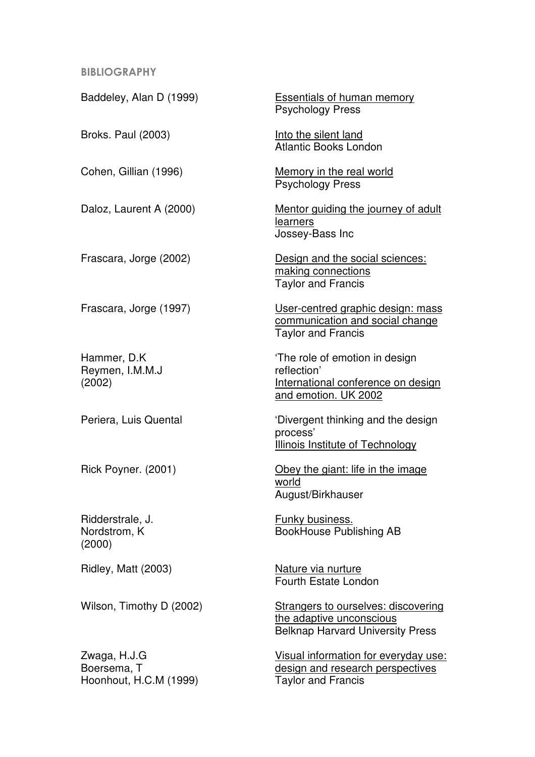## BIBLIOGRAPHY

Baddeley, Alan D (1999) — Essentials of human memory. Psychology Press

Broks. Paul (2003) — Into the silent land. Atlantic Books London

Cohen, Gillian (1996) — Memory in the real world. Psychology Press

Daloz, Laurent A (2000) — Mentor guiding the journey of adult learners. Jossey-Bass Inc

Frascara, Jorge (2002) — Design and the social sciences: making connections. Taylor and Francis

Frascara, Jorge (1997) — User-centred graphic design: mass communication and social change. Taylor and Francis

Hammer, D.K; Reymen, I.M.M.J (2002) — 'The role of emotion in design reflection'. International conference on design and emotion. UK 2002

Periera, Luis Quental — 'Divergent thinking and the design process'. Illinois Institute of Technology

Rick Poyner. (2001) — Obey the giant: life in the image world. August/Birkhauser

Ridderstrale, J.; Nordstrom, K (2000) — Funky business. BookHouse Publishing AB

Ridley, Matt (2003) — Nature via nurture. Fourth Estate London

Wilson, Timothy D (2002) — Strangers to ourselves: discovering the adaptive unconscious. Belknap Harvard University Press

Zwaga, H.J.G; Boersema, T; Hoonhout, H.C.M (1999) — Visual information for everyday use: design and research perspectives. Taylor and Francis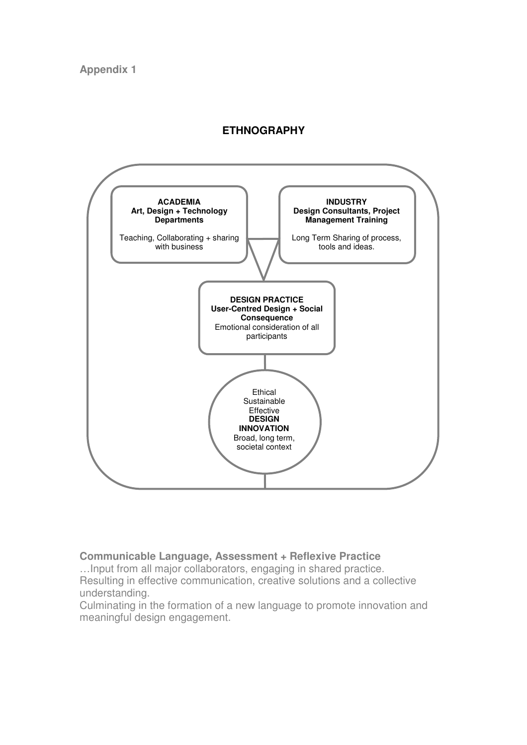**Appendix 1**

## ETHNOGRAPHY

**ACADEMIA**
**Art, Design + Technology Departments**

Teaching, Collaborating + sharing with business

**INDUSTRY**
**Design Consultants, Project Management Training**

Long Term Sharing of process, tools and ideas.

**DESIGN PRACTICE**
**User-Centred Design + Social Consequence**
Emotional consideration of all participants

Ethical
Sustainable
Effective
**DESIGN INNOVATION**
Broad, long term, societal context

**Communicable Language, Assessment + Reflexive Practice**

…Input from all major collaborators, engaging in shared practice.
Resulting in effective communication, creative solutions and a collective understanding.
Culminating in the formation of a new language to promote innovation and meaningful design engagement.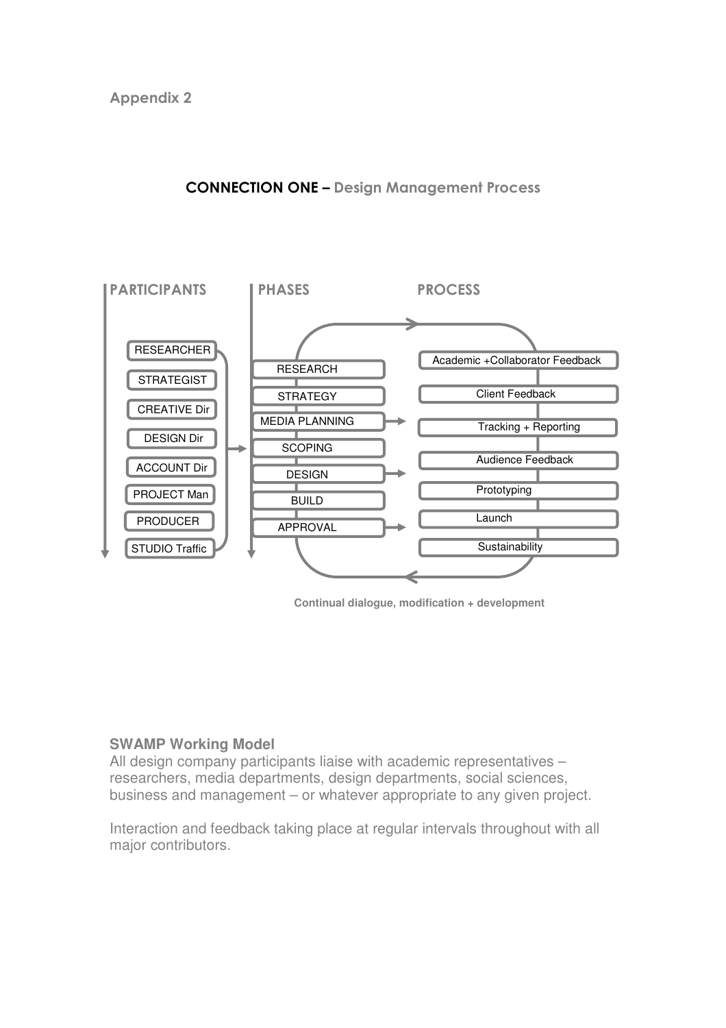Appendix 2

## CONNECTION ONE – Design Management Process

PARTICIPANTS

- RESEARCHER
- STRATEGIST
- CREATIVE Dir
- DESIGN Dir
- ACCOUNT Dir
- PROJECT Man
- PRODUCER
- STUDIO Traffic

PHASES

- RESEARCH
- STRATEGY
- MEDIA PLANNING
- SCOPING
- DESIGN
- BUILD
- APPROVAL

PROCESS

- Academic +Collaborator Feedback
- Client Feedback
- Tracking + Reporting
- Audience Feedback
- Prototyping
- Launch
- Sustainability

Continual dialogue, modification + development

**SWAMP Working Model**

All design company participants liaise with academic representatives – researchers, media departments, design departments, social sciences, business and management – or whatever appropriate to any given project.

Interaction and feedback taking place at regular intervals throughout with all major contributors.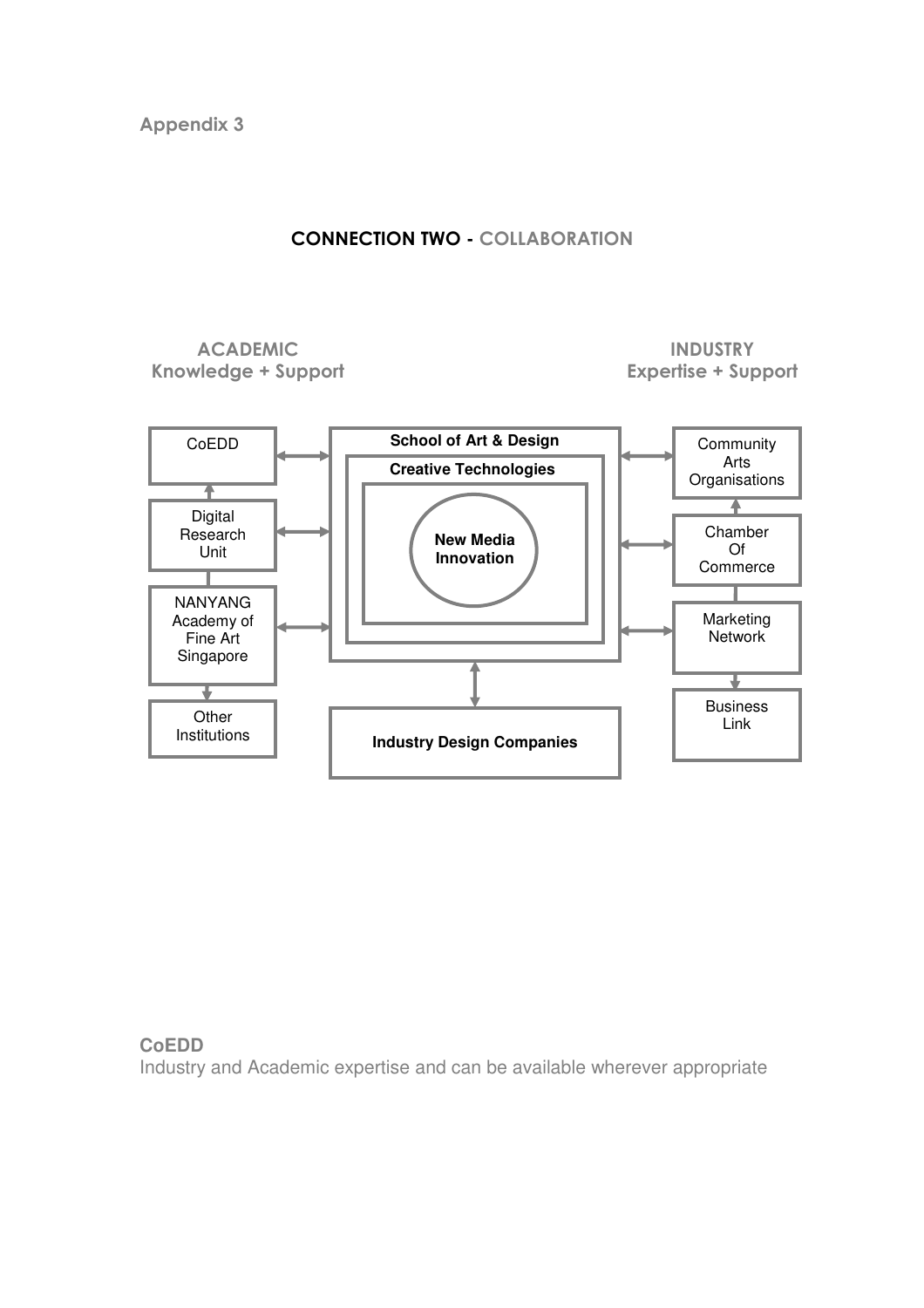Appendix 3

## CONNECTION TWO - COLLABORATION

**ACADEMIC**
**Knowledge + Support**

**INDUSTRY**
**Expertise + Support**

CoEDD

Digital Research Unit

NANYANG Academy of Fine Art Singapore

Other Institutions

**School of Art & Design**

**Creative Technologies**

**New Media Innovation**

**Industry Design Companies**

Community Arts Organisations

Chamber Of Commerce

Marketing Network

Business Link

**CoEDD**
Industry and Academic expertise and can be available wherever appropriate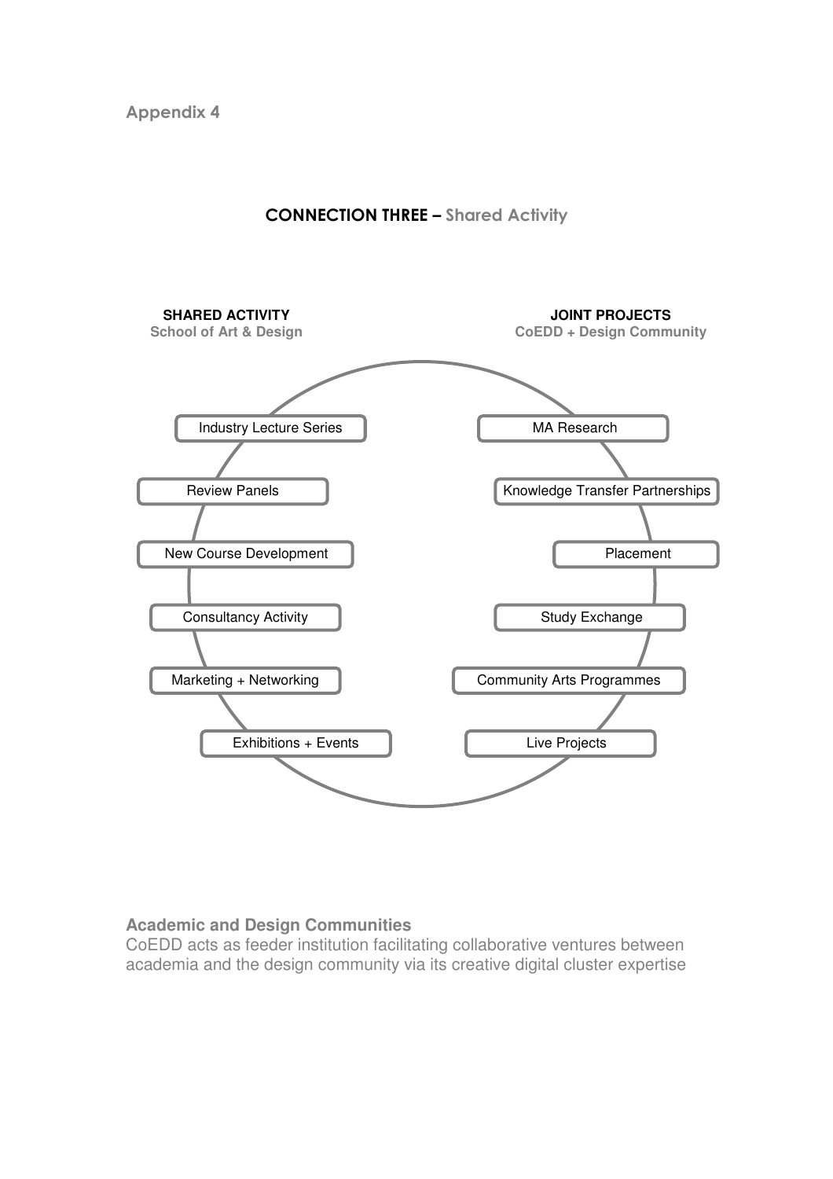Appendix 4

## CONNECTION THREE – Shared Activity

**SHARED ACTIVITY**
School of Art & Design

**JOINT PROJECTS**
CoEDD + Design Community

Industry Lecture Series

Review Panels

New Course Development

Consultancy Activity

Marketing + Networking

Exhibitions + Events

MA Research

Knowledge Transfer Partnerships

Placement

Study Exchange

Community Arts Programmes

Live Projects

**Academic and Design Communities**
CoEDD acts as feeder institution facilitating collaborative ventures between academia and the design community via its creative digital cluster expertise